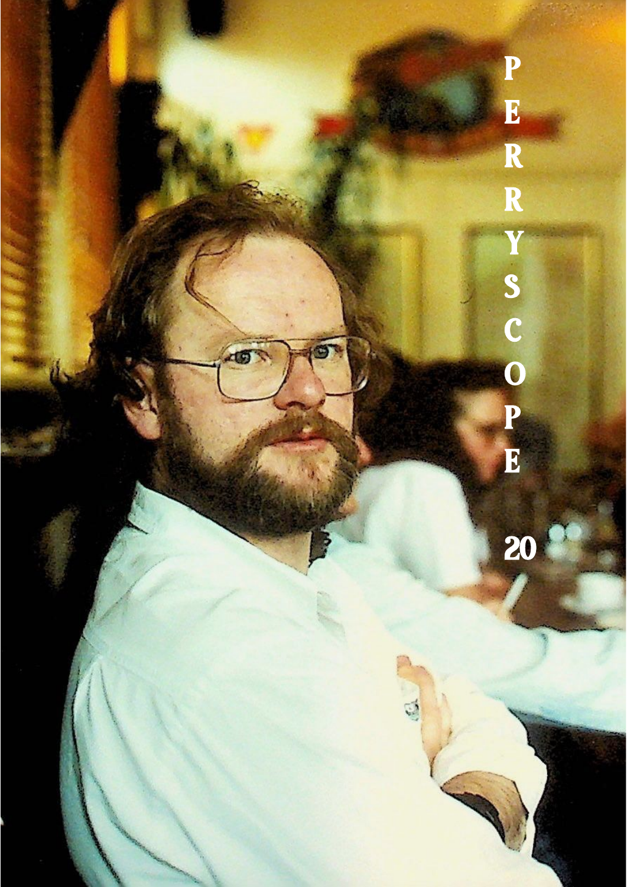PERRYSCOPE

20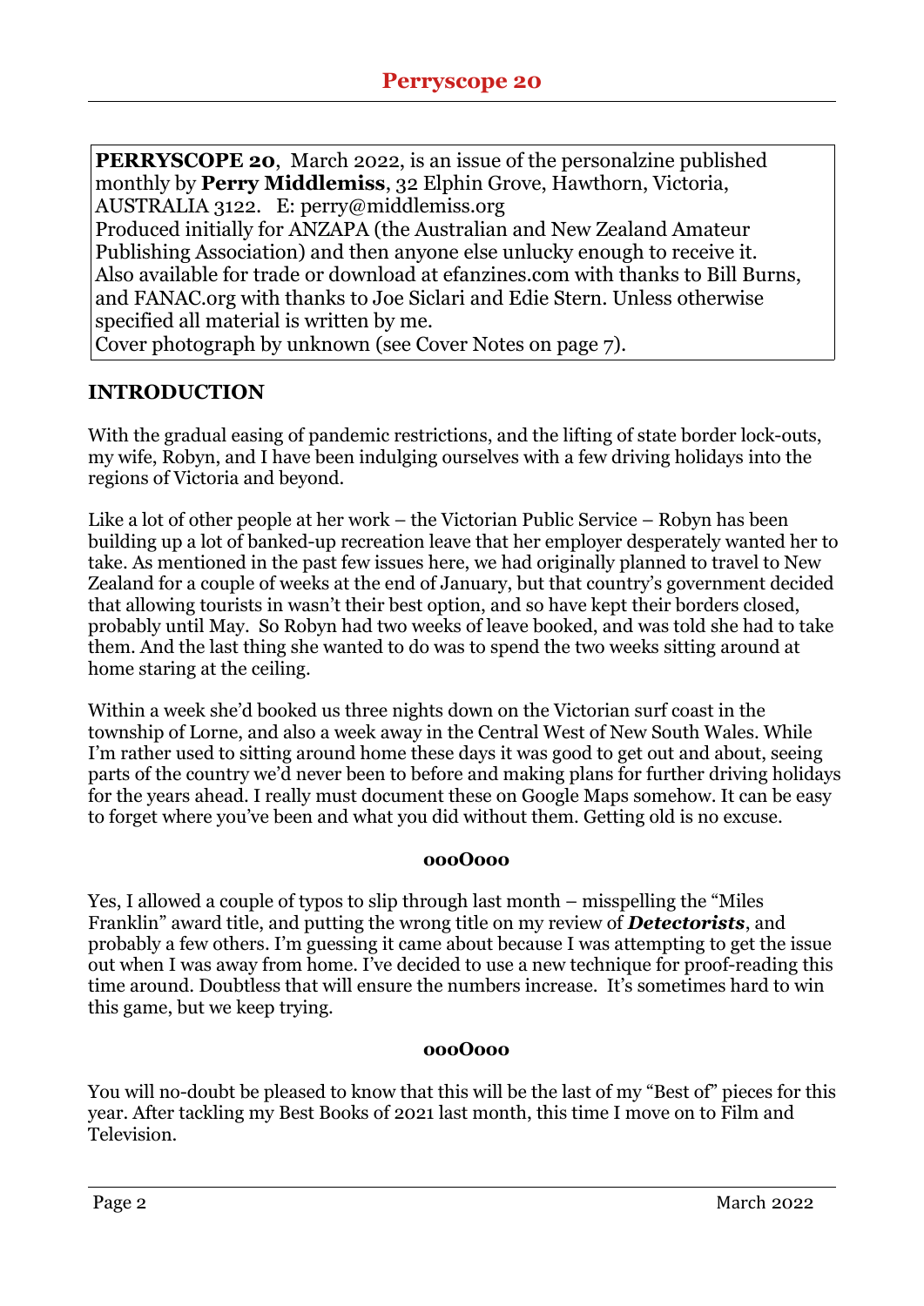**PERRYSCOPE 20**, March 2022, is an issue of the personalzine published monthly by **Perry Middlemiss**, 32 Elphin Grove, Hawthorn, Victoria, AUSTRALIA 3122. E: perry@middlemiss.org
Produced initially for ANZAPA (the Australian and New Zealand Amateur Publishing Association) and then anyone else unlucky enough to receive it.
Also available for trade or download at efanzines.com with thanks to Bill Burns, and FANAC.org with thanks to Joe Siclari and Edie Stern. Unless otherwise specified all material is written by me.
Cover photograph by unknown (see Cover Notes on page 7).

## INTRODUCTION

With the gradual easing of pandemic restrictions, and the lifting of state border lock-outs, my wife, Robyn, and I have been indulging ourselves with a few driving holidays into the regions of Victoria and beyond.

Like a lot of other people at her work – the Victorian Public Service – Robyn has been building up a lot of banked-up recreation leave that her employer desperately wanted her to take. As mentioned in the past few issues here, we had originally planned to travel to New Zealand for a couple of weeks at the end of January, but that country's government decided that allowing tourists in wasn't their best option, and so have kept their borders closed, probably until May. So Robyn had two weeks of leave booked, and was told she had to take them. And the last thing she wanted to do was to spend the two weeks sitting around at home staring at the ceiling.

Within a week she'd booked us three nights down on the Victorian surf coast in the township of Lorne, and also a week away in the Central West of New South Wales. While I'm rather used to sitting around home these days it was good to get out and about, seeing parts of the country we'd never been to before and making plans for further driving holidays for the years ahead. I really must document these on Google Maps somehow. It can be easy to forget where you've been and what you did without them. Getting old is no excuse.

**oooOooo**

Yes, I allowed a couple of typos to slip through last month – misspelling the "Miles Franklin" award title, and putting the wrong title on my review of ***Detectorists***, and probably a few others. I'm guessing it came about because I was attempting to get the issue out when I was away from home. I've decided to use a new technique for proof-reading this time around. Doubtless that will ensure the numbers increase. It's sometimes hard to win this game, but we keep trying.

**oooOooo**

You will no-doubt be pleased to know that this will be the last of my "Best of" pieces for this year. After tackling my Best Books of 2021 last month, this time I move on to Film and Television.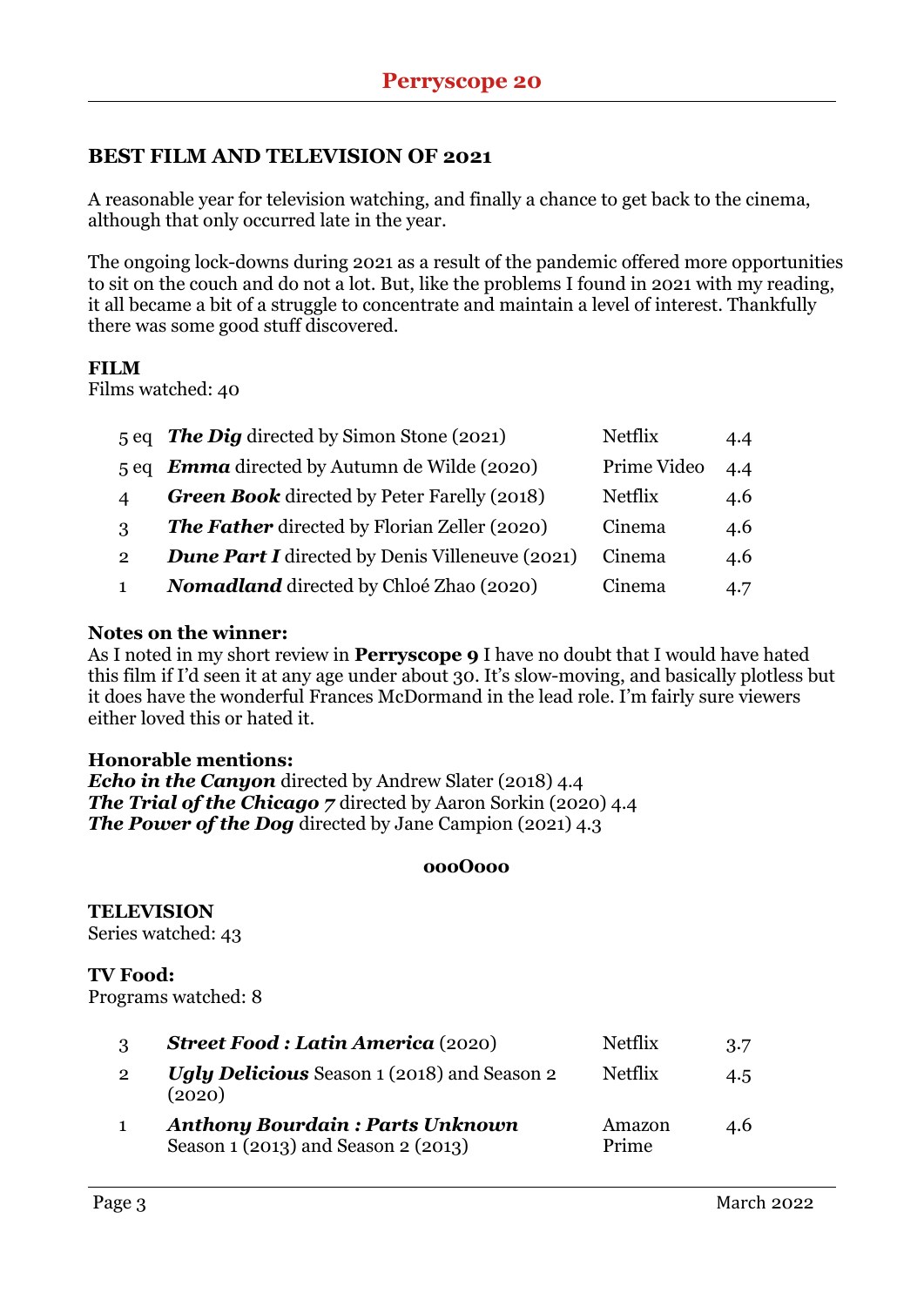# Perryscope 20

## BEST FILM AND TELEVISION OF 2021

A reasonable year for television watching, and finally a chance to get back to the cinema, although that only occurred late in the year.

The ongoing lock-downs during 2021 as a result of the pandemic offered more opportunities to sit on the couch and do not a lot. But, like the problems I found in 2021 with my reading, it all became a bit of a struggle to concentrate and maintain a level of interest. Thankfully there was some good stuff discovered.

**FILM**
Films watched: 40

| | | | |
|---|---|---|---|
| 5 eq | ***The Dig*** directed by Simon Stone (2021) | Netflix | 4.4 |
| 5 eq | ***Emma*** directed by Autumn de Wilde (2020) | Prime Video | 4.4 |
| 4 | ***Green Book*** directed by Peter Farelly (2018) | Netflix | 4.6 |
| 3 | ***The Father*** directed by Florian Zeller (2020) | Cinema | 4.6 |
| 2 | ***Dune Part I*** directed by Denis Villeneuve (2021) | Cinema | 4.6 |
| 1 | ***Nomadland*** directed by Chloé Zhao (2020) | Cinema | 4.7 |

**Notes on the winner:**
As I noted in my short review in **Perryscope 9** I have no doubt that I would have hated this film if I'd seen it at any age under about 30. It's slow-moving, and basically plotless but it does have the wonderful Frances McDormand in the lead role. I'm fairly sure viewers either loved this or hated it.

**Honorable mentions:**
***Echo in the Canyon*** directed by Andrew Slater (2018) 4.4
***The Trial of the Chicago 7*** directed by Aaron Sorkin (2020) 4.4
***The Power of the Dog*** directed by Jane Campion (2021) 4.3

**oooOooo**

**TELEVISION**
Series watched: 43

**TV Food:**
Programs watched: 8

| | | | |
|---|---|---|---|
| 3 | ***Street Food : Latin America*** (2020) | Netflix | 3.7 |
| 2 | ***Ugly Delicious*** Season 1 (2018) and Season 2 (2020) | Netflix | 4.5 |
| 1 | ***Anthony Bourdain : Parts Unknown*** Season 1 (2013) and Season 2 (2013) | Amazon Prime | 4.6 |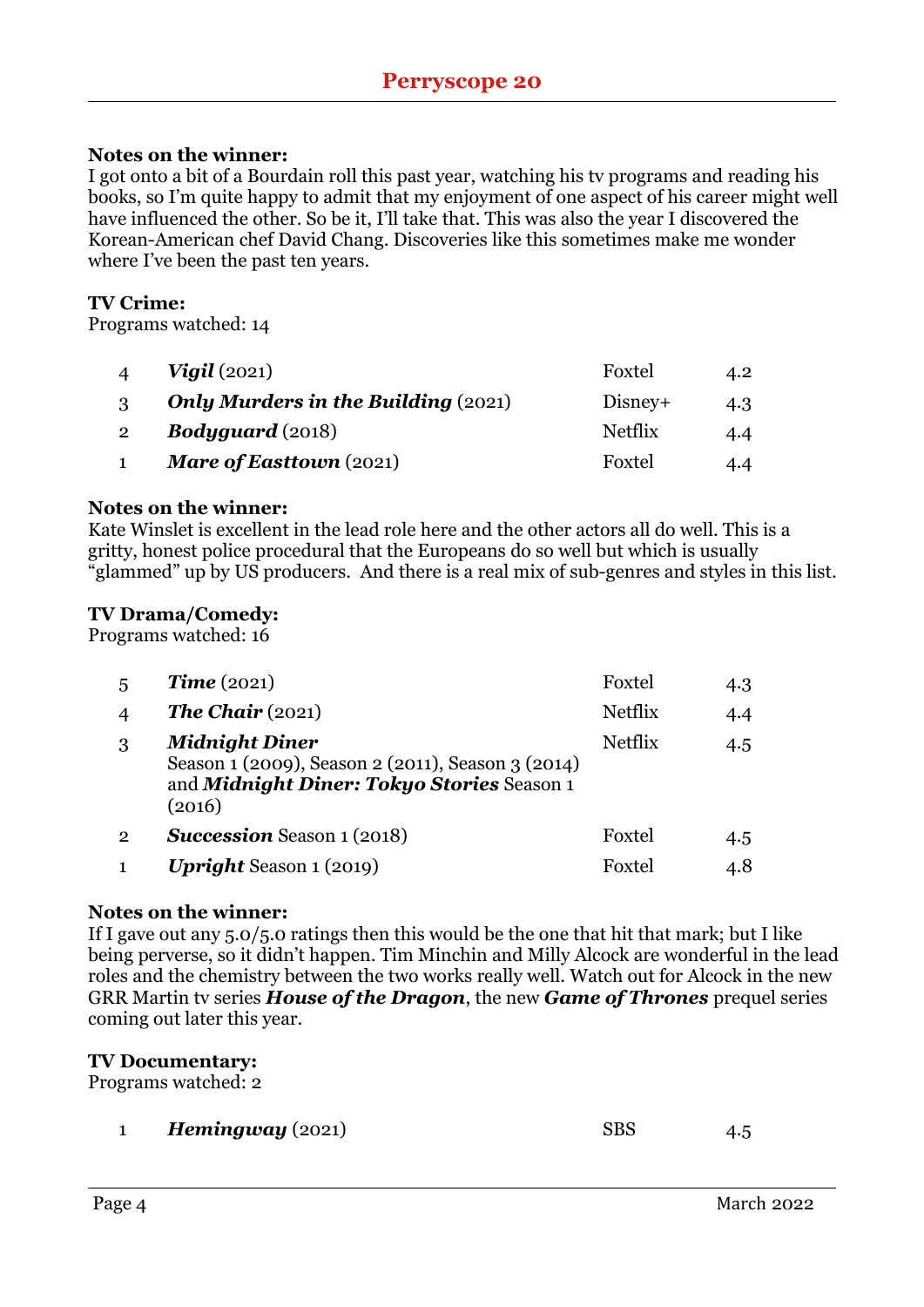**Notes on the winner:**
I got onto a bit of a Bourdain roll this past year, watching his tv programs and reading his books, so I'm quite happy to admit that my enjoyment of one aspect of his career might well have influenced the other. So be it, I'll take that. This was also the year I discovered the Korean-American chef David Chang. Discoveries like this sometimes make me wonder where I've been the past ten years.

**TV Crime:**
Programs watched: 14

| | | | |
|---|---|---|---|
| 4 | ***Vigil*** (2021) | Foxtel | 4.2 |
| 3 | ***Only Murders in the Building*** (2021) | Disney+ | 4.3 |
| 2 | ***Bodyguard*** (2018) | Netflix | 4.4 |
| 1 | ***Mare of Easttown*** (2021) | Foxtel | 4.4 |

**Notes on the winner:**
Kate Winslet is excellent in the lead role here and the other actors all do well. This is a gritty, honest police procedural that the Europeans do so well but which is usually "glammed" up by US producers. And there is a real mix of sub-genres and styles in this list.

**TV Drama/Comedy:**
Programs watched: 16

| | | | |
|---|---|---|---|
| 5 | ***Time*** (2021) | Foxtel | 4.3 |
| 4 | ***The Chair*** (2021) | Netflix | 4.4 |
| 3 | ***Midnight Diner*** Season 1 (2009), Season 2 (2011), Season 3 (2014) and ***Midnight Diner: Tokyo Stories*** Season 1 (2016) | Netflix | 4.5 |
| 2 | ***Succession*** Season 1 (2018) | Foxtel | 4.5 |
| 1 | ***Upright*** Season 1 (2019) | Foxtel | 4.8 |

**Notes on the winner:**
If I gave out any 5.0/5.0 ratings then this would be the one that hit that mark; but I like being perverse, so it didn't happen. Tim Minchin and Milly Alcock are wonderful in the lead roles and the chemistry between the two works really well. Watch out for Alcock in the new GRR Martin tv series ***House of the Dragon***, the new ***Game of Thrones*** prequel series coming out later this year.

**TV Documentary:**
Programs watched: 2

| | | | |
|---|---|---|---|
| 1 | ***Hemingway*** (2021) | SBS | 4.5 |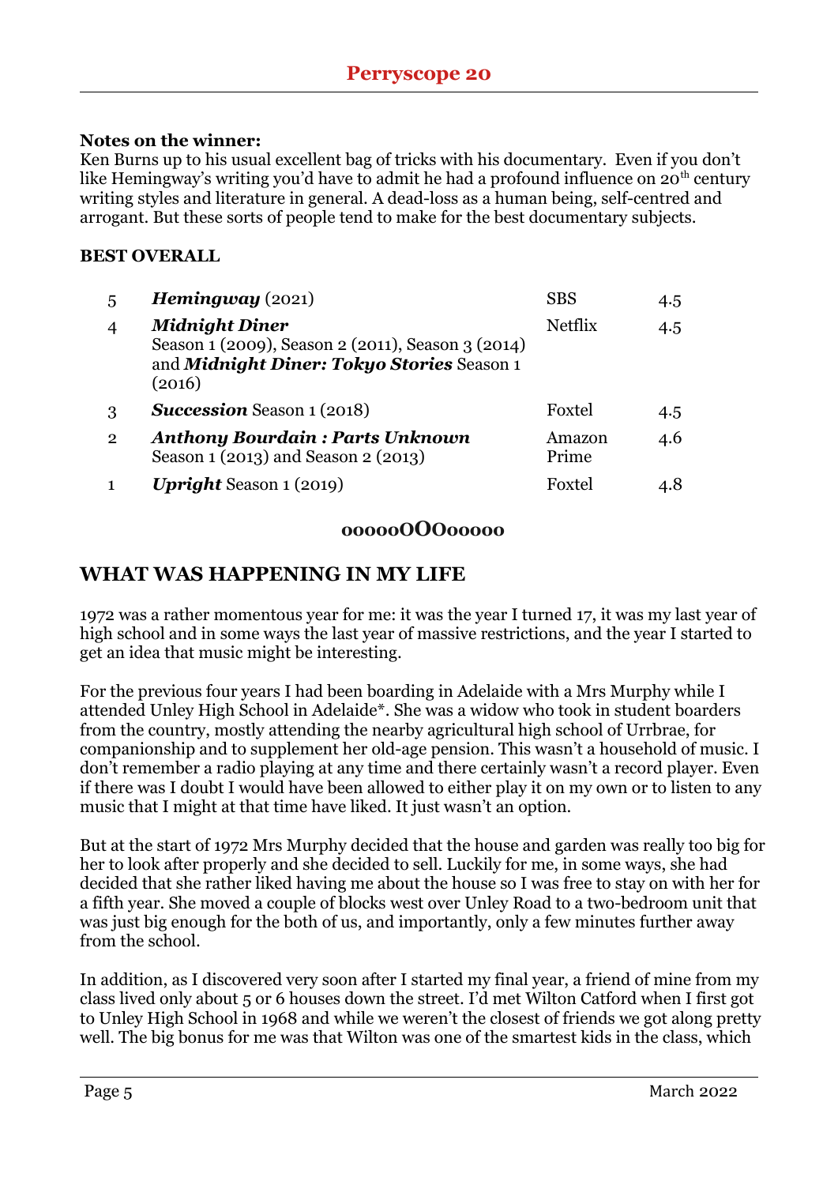**Notes on the winner:**
Ken Burns up to his usual excellent bag of tricks with his documentary. Even if you don't like Hemingway's writing you'd have to admit he had a profound influence on 20th century writing styles and literature in general. A dead-loss as a human being, self-centred and arrogant. But these sorts of people tend to make for the best documentary subjects.

**BEST OVERALL**

| | | | |
|---|---|---|---|
| 5 | ***Hemingway*** (2021) | SBS | 4.5 |
| 4 | ***Midnight Diner*** Season 1 (2009), Season 2 (2011), Season 3 (2014) and ***Midnight Diner: Tokyo Stories*** Season 1 (2016) | Netflix | 4.5 |
| 3 | ***Succession*** Season 1 (2018) | Foxtel | 4.5 |
| 2 | ***Anthony Bourdain : Parts Unknown*** Season 1 (2013) and Season 2 (2013) | Amazon Prime | 4.6 |
| 1 | ***Upright*** Season 1 (2019) | Foxtel | 4.8 |

**oooooOOOooooo**

## WHAT WAS HAPPENING IN MY LIFE

1972 was a rather momentous year for me: it was the year I turned 17, it was my last year of high school and in some ways the last year of massive restrictions, and the year I started to get an idea that music might be interesting.

For the previous four years I had been boarding in Adelaide with a Mrs Murphy while I attended Unley High School in Adelaide*. She was a widow who took in student boarders from the country, mostly attending the nearby agricultural high school of Urrbrae, for companionship and to supplement her old-age pension. This wasn't a household of music. I don't remember a radio playing at any time and there certainly wasn't a record player. Even if there was I doubt I would have been allowed to either play it on my own or to listen to any music that I might at that time have liked. It just wasn't an option.

But at the start of 1972 Mrs Murphy decided that the house and garden was really too big for her to look after properly and she decided to sell. Luckily for me, in some ways, she had decided that she rather liked having me about the house so I was free to stay on with her for a fifth year. She moved a couple of blocks west over Unley Road to a two-bedroom unit that was just big enough for the both of us, and importantly, only a few minutes further away from the school.

In addition, as I discovered very soon after I started my final year, a friend of mine from my class lived only about 5 or 6 houses down the street. I'd met Wilton Catford when I first got to Unley High School in 1968 and while we weren't the closest of friends we got along pretty well. The big bonus for me was that Wilton was one of the smartest kids in the class, which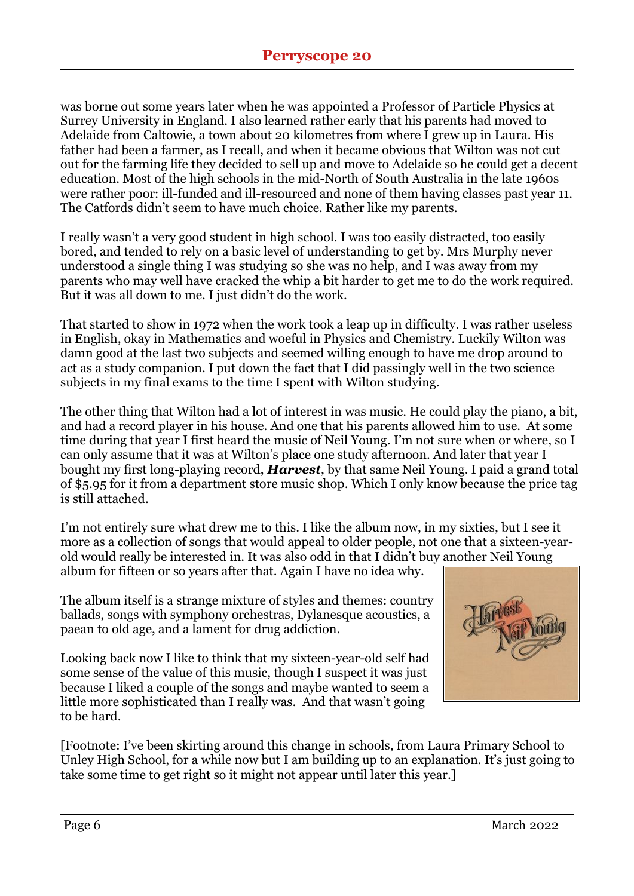was borne out some years later when he was appointed a Professor of Particle Physics at Surrey University in England. I also learned rather early that his parents had moved to Adelaide from Caltowie, a town about 20 kilometres from where I grew up in Laura. His father had been a farmer, as I recall, and when it became obvious that Wilton was not cut out for the farming life they decided to sell up and move to Adelaide so he could get a decent education. Most of the high schools in the mid-North of South Australia in the late 1960s were rather poor: ill-funded and ill-resourced and none of them having classes past year 11. The Catfords didn't seem to have much choice. Rather like my parents.

I really wasn't a very good student in high school. I was too easily distracted, too easily bored, and tended to rely on a basic level of understanding to get by. Mrs Murphy never understood a single thing I was studying so she was no help, and I was away from my parents who may well have cracked the whip a bit harder to get me to do the work required. But it was all down to me. I just didn't do the work.

That started to show in 1972 when the work took a leap up in difficulty. I was rather useless in English, okay in Mathematics and woeful in Physics and Chemistry. Luckily Wilton was damn good at the last two subjects and seemed willing enough to have me drop around to act as a study companion. I put down the fact that I did passingly well in the two science subjects in my final exams to the time I spent with Wilton studying.

The other thing that Wilton had a lot of interest in was music. He could play the piano, a bit, and had a record player in his house. And one that his parents allowed him to use. At some time during that year I first heard the music of Neil Young. I'm not sure when or where, so I can only assume that it was at Wilton's place one study afternoon. And later that year I bought my first long-playing record, ***Harvest***, by that same Neil Young. I paid a grand total of $5.95 for it from a department store music shop. Which I only know because the price tag is still attached.

I'm not entirely sure what drew me to this. I like the album now, in my sixties, but I see it more as a collection of songs that would appeal to older people, not one that a sixteen-year-old would really be interested in. It was also odd in that I didn't buy another Neil Young album for fifteen or so years after that. Again I have no idea why.

The album itself is a strange mixture of styles and themes: country ballads, songs with symphony orchestras, Dylanesque acoustics, a paean to old age, and a lament for drug addiction.

Looking back now I like to think that my sixteen-year-old self had some sense of the value of this music, though I suspect it was just because I liked a couple of the songs and maybe wanted to seem a little more sophisticated than I really was. And that wasn't going to be hard.

[Footnote: I've been skirting around this change in schools, from Laura Primary School to Unley High School, for a while now but I am building up to an explanation. It's just going to take some time to get right so it might not appear until later this year.]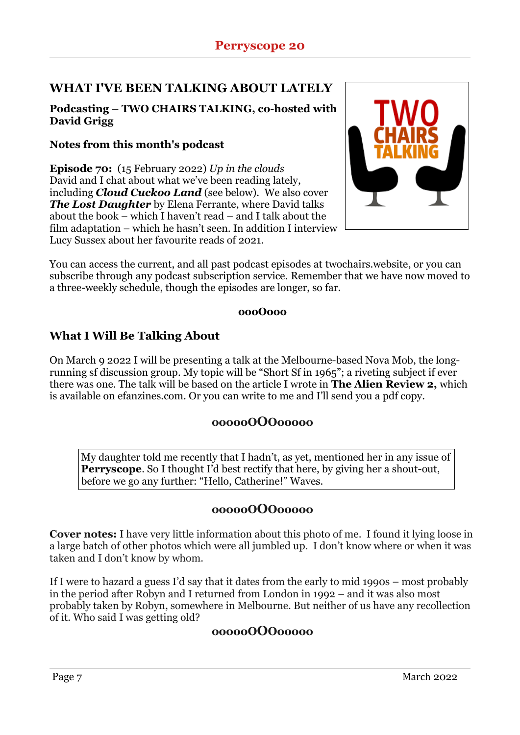## WHAT I'VE BEEN TALKING ABOUT LATELY

**Podcasting – TWO CHAIRS TALKING, co-hosted with David Grigg**

**Notes from this month's podcast**

**Episode 70:** (15 February 2022) *Up in the clouds*
David and I chat about what we've been reading lately, including ***Cloud Cuckoo Land*** (see below). We also cover ***The Lost Daughter*** by Elena Ferrante, where David talks about the book – which I haven't read – and I talk about the film adaptation – which he hasn't seen. In addition I interview Lucy Sussex about her favourite reads of 2021.

You can access the current, and all past podcast episodes at twochairs.website, or you can subscribe through any podcast subscription service. Remember that we have now moved to a three-weekly schedule, though the episodes are longer, so far.

**oooOooo**

### What I Will Be Talking About

On March 9 2022 I will be presenting a talk at the Melbourne-based Nova Mob, the long-running sf discussion group. My topic will be "Short Sf in 1965"; a riveting subject if ever there was one. The talk will be based on the article I wrote in **The Alien Review 2,** which is available on efanzines.com. Or you can write to me and I'll send you a pdf copy.

**oooooOOoooooo**

My daughter told me recently that I hadn't, as yet, mentioned her in any issue of **Perryscope**. So I thought I'd best rectify that here, by giving her a shout-out, before we go any further: "Hello, Catherine!" Waves.

**oooooOOoooooo**

**Cover notes:** I have very little information about this photo of me. I found it lying loose in a large batch of other photos which were all jumbled up. I don't know where or when it was taken and I don't know by whom.

If I were to hazard a guess I'd say that it dates from the early to mid 1990s – most probably in the period after Robyn and I returned from London in 1992 – and it was also most probably taken by Robyn, somewhere in Melbourne. But neither of us have any recollection of it. Who said I was getting old?

**oooooOOoooooo**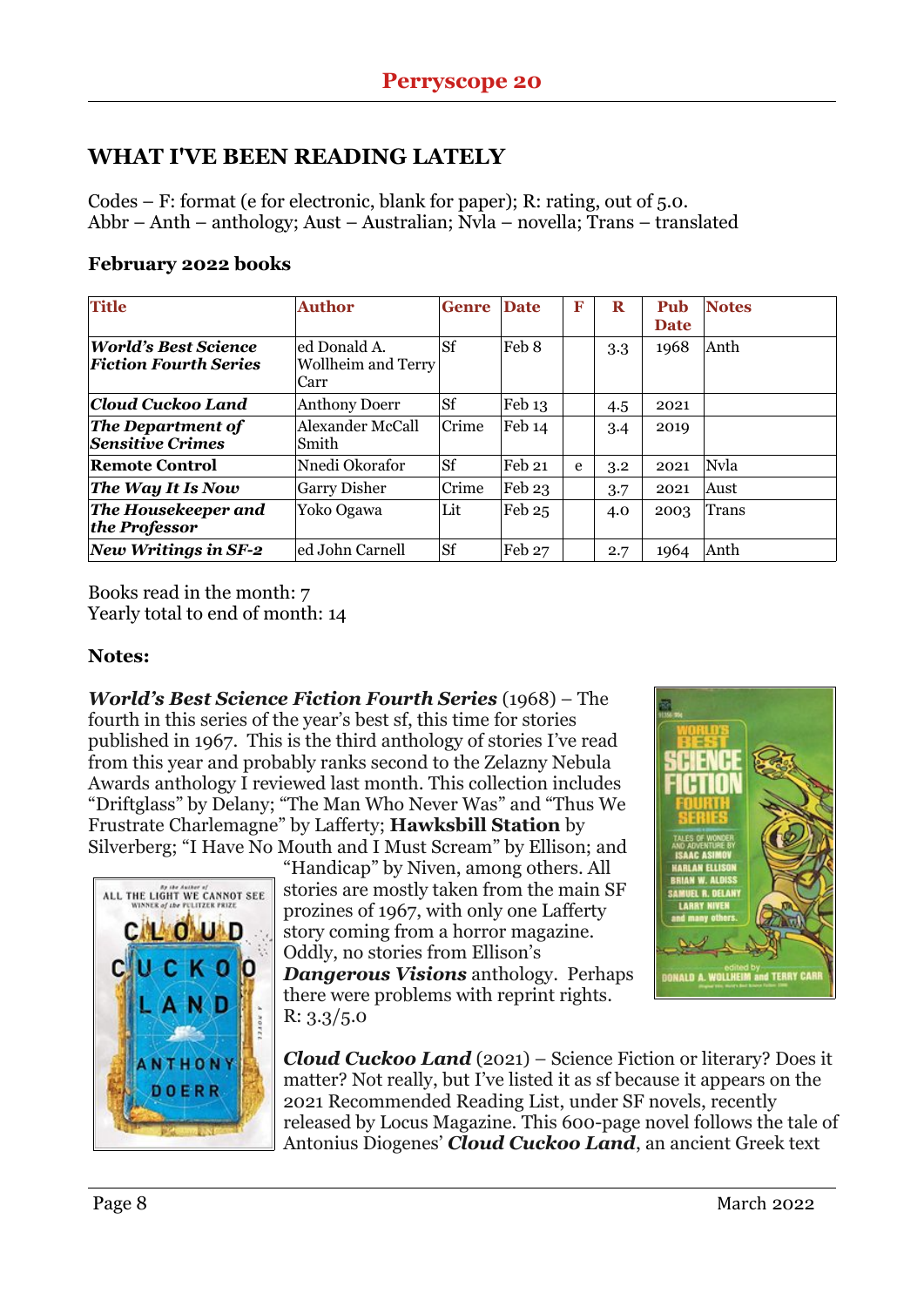## WHAT I'VE BEEN READING LATELY

Codes – F: format (e for electronic, blank for paper); R: rating, out of 5.0.
Abbr – Anth – anthology; Aust – Australian; Nvla – novella; Trans – translated

### February 2022 books

| Title | Author | Genre | Date | F | R | Pub Date | Notes |
|---|---|---|---|---|---|---|---|
| ***World's Best Science Fiction Fourth Series*** | ed Donald A. Wollheim and Terry Carr | Sf | Feb 8 | | 3.3 | 1968 | Anth |
| ***Cloud Cuckoo Land*** | Anthony Doerr | Sf | Feb 13 | | 4.5 | 2021 | |
| ***The Department of Sensitive Crimes*** | Alexander McCall Smith | Crime | Feb 14 | | 3.4 | 2019 | |
| **Remote Control** | Nnedi Okorafor | Sf | Feb 21 | e | 3.2 | 2021 | Nvla |
| ***The Way It Is Now*** | Garry Disher | Crime | Feb 23 | | 3.7 | 2021 | Aust |
| ***The Housekeeper and the Professor*** | Yoko Ogawa | Lit | Feb 25 | | 4.0 | 2003 | Trans |
| ***New Writings in SF-2*** | ed John Carnell | Sf | Feb 27 | | 2.7 | 1964 | Anth |

Books read in the month: 7
Yearly total to end of month: 14

### Notes:

***World's Best Science Fiction Fourth Series*** (1968) – The fourth in this series of the year's best sf, this time for stories published in 1967. This is the third anthology of stories I've read from this year and probably ranks second to the Zelazny Nebula Awards anthology I reviewed last month. This collection includes "Driftglass" by Delany; "The Man Who Never Was" and "Thus We Frustrate Charlemagne" by Lafferty; **Hawksbill Station** by Silverberg; "I Have No Mouth and I Must Scream" by Ellison; and "Handicap" by Niven, among others. All stories are mostly taken from the main SF prozines of 1967, with only one Lafferty story coming from a horror magazine. Oddly, no stories from Ellison's ***Dangerous Visions*** anthology. Perhaps there were problems with reprint rights. R: 3.3/5.0

***Cloud Cuckoo Land*** (2021) – Science Fiction or literary? Does it matter? Not really, but I've listed it as sf because it appears on the 2021 Recommended Reading List, under SF novels, recently released by Locus Magazine. This 600-page novel follows the tale of Antonius Diogenes' ***Cloud Cuckoo Land***, an ancient Greek text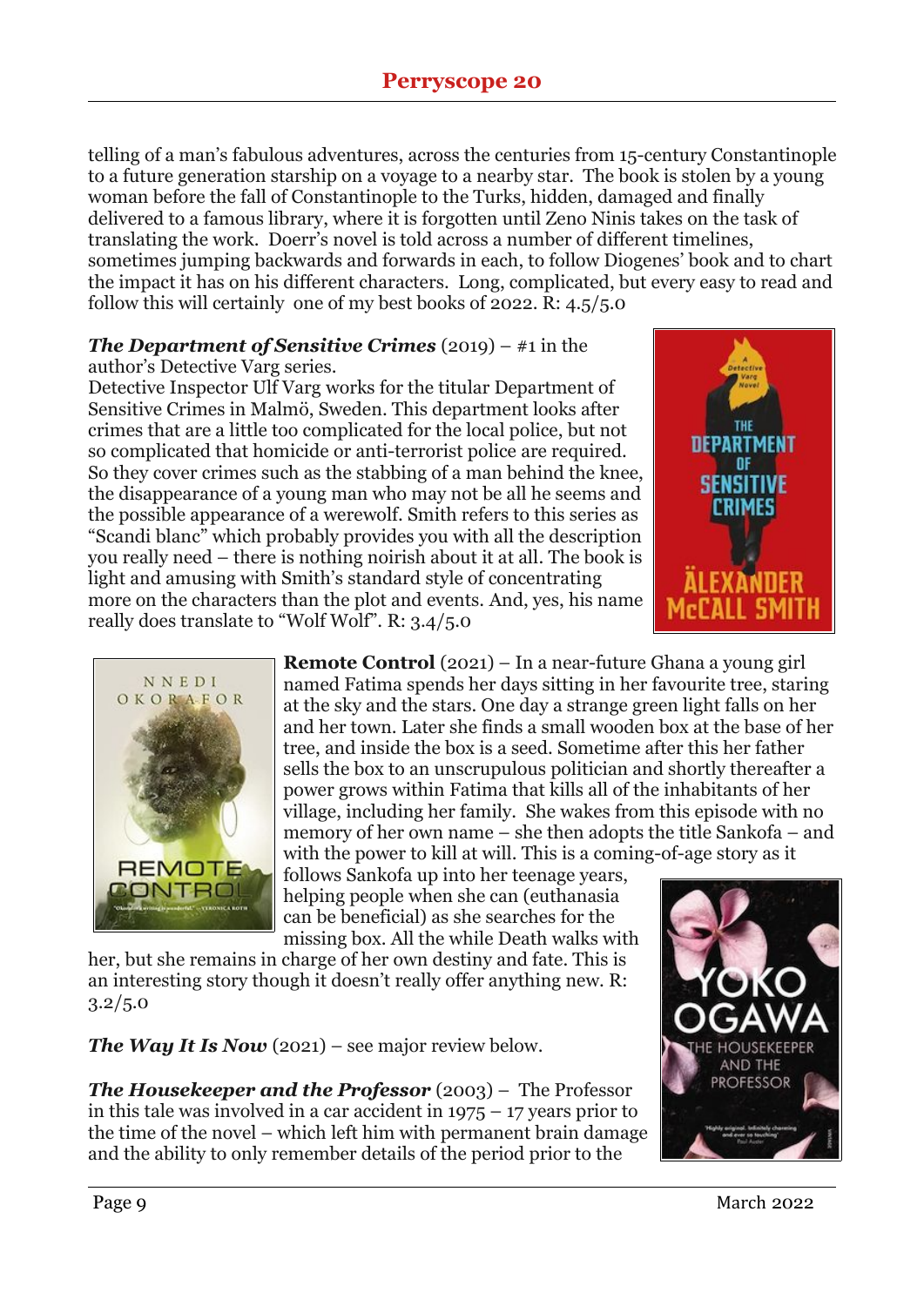telling of a man's fabulous adventures, across the centuries from 15-century Constantinople to a future generation starship on a voyage to a nearby star. The book is stolen by a young woman before the fall of Constantinople to the Turks, hidden, damaged and finally delivered to a famous library, where it is forgotten until Zeno Ninis takes on the task of translating the work. Doerr's novel is told across a number of different timelines, sometimes jumping backwards and forwards in each, to follow Diogenes' book and to chart the impact it has on his different characters. Long, complicated, but every easy to read and follow this will certainly one of my best books of 2022. R: 4.5/5.0

***The Department of Sensitive Crimes*** (2019) – #1 in the author's Detective Varg series.
Detective Inspector Ulf Varg works for the titular Department of Sensitive Crimes in Malmö, Sweden. This department looks after crimes that are a little too complicated for the local police, but not so complicated that homicide or anti-terrorist police are required. So they cover crimes such as the stabbing of a man behind the knee, the disappearance of a young man who may not be all he seems and the possible appearance of a werewolf. Smith refers to this series as "Scandi blanc" which probably provides you with all the description you really need – there is nothing noirish about it at all. The book is light and amusing with Smith's standard style of concentrating more on the characters than the plot and events. And, yes, his name really does translate to "Wolf Wolf". R: 3.4/5.0

**Remote Control** (2021) – In a near-future Ghana a young girl named Fatima spends her days sitting in her favourite tree, staring at the sky and the stars. One day a strange green light falls on her and her town. Later she finds a small wooden box at the base of her tree, and inside the box is a seed. Sometime after this her father sells the box to an unscrupulous politician and shortly thereafter a power grows within Fatima that kills all of the inhabitants of her village, including her family. She wakes from this episode with no memory of her own name – she then adopts the title Sankofa – and with the power to kill at will. This is a coming-of-age story as it follows Sankofa up into her teenage years, helping people when she can (euthanasia can be beneficial) as she searches for the missing box. All the while Death walks with her, but she remains in charge of her own destiny and fate. This is an interesting story though it doesn't really offer anything new. R: 3.2/5.0

***The Way It Is Now*** (2021) – see major review below.

***The Housekeeper and the Professor*** (2003) – The Professor in this tale was involved in a car accident in 1975 – 17 years prior to the time of the novel – which left him with permanent brain damage and the ability to only remember details of the period prior to the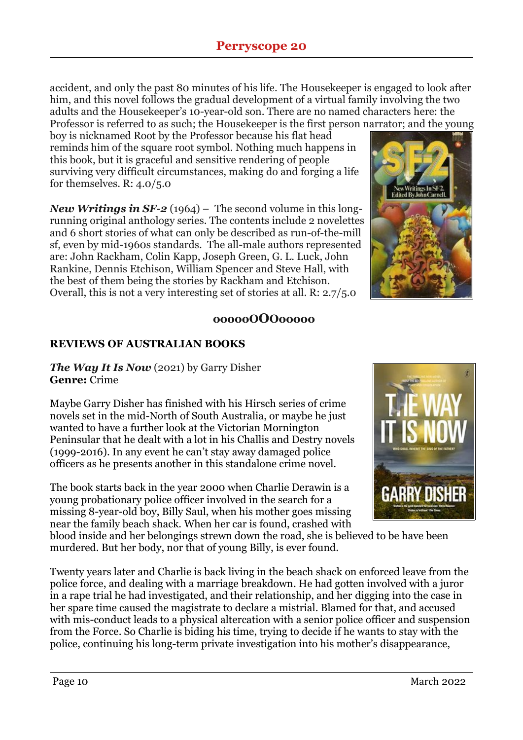accident, and only the past 80 minutes of his life. The Housekeeper is engaged to look after him, and this novel follows the gradual development of a virtual family involving the two adults and the Housekeeper's 10-year-old son. There are no named characters here: the Professor is referred to as such; the Housekeeper is the first person narrator; and the young boy is nicknamed Root by the Professor because his flat head reminds him of the square root symbol. Nothing much happens in this book, but it is graceful and sensitive rendering of people surviving very difficult circumstances, making do and forging a life for themselves. R: 4.0/5.0

***New Writings in SF-2*** (1964) – The second volume in this long-running original anthology series. The contents include 2 novelettes and 6 short stories of what can only be described as run-of-the-mill sf, even by mid-1960s standards. The all-male authors represented are: John Rackham, Colin Kapp, Joseph Green, G. L. Luck, John Rankine, Dennis Etchison, William Spencer and Steve Hall, with the best of them being the stories by Rackham and Etchison. Overall, this is not a very interesting set of stories at all. R: 2.7/5.0

**oooooOOOooooo**

**REVIEWS OF AUSTRALIAN BOOKS**

***The Way It Is Now*** (2021) by Garry Disher
**Genre:** Crime

Maybe Garry Disher has finished with his Hirsch series of crime novels set in the mid-North of South Australia, or maybe he just wanted to have a further look at the Victorian Mornington Peninsular that he dealt with a lot in his Challis and Destry novels (1999-2016). In any event he can't stay away damaged police officers as he presents another in this standalone crime novel.

The book starts back in the year 2000 when Charlie Derawin is a young probationary police officer involved in the search for a missing 8-year-old boy, Billy Saul, when his mother goes missing near the family beach shack. When her car is found, crashed with blood inside and her belongings strewn down the road, she is believed to be have been murdered. But her body, nor that of young Billy, is ever found.

Twenty years later and Charlie is back living in the beach shack on enforced leave from the police force, and dealing with a marriage breakdown. He had gotten involved with a juror in a rape trial he had investigated, and their relationship, and her digging into the case in her spare time caused the magistrate to declare a mistrial. Blamed for that, and accused with mis-conduct leads to a physical altercation with a senior police officer and suspension from the Force. So Charlie is biding his time, trying to decide if he wants to stay with the police, continuing his long-term private investigation into his mother's disappearance,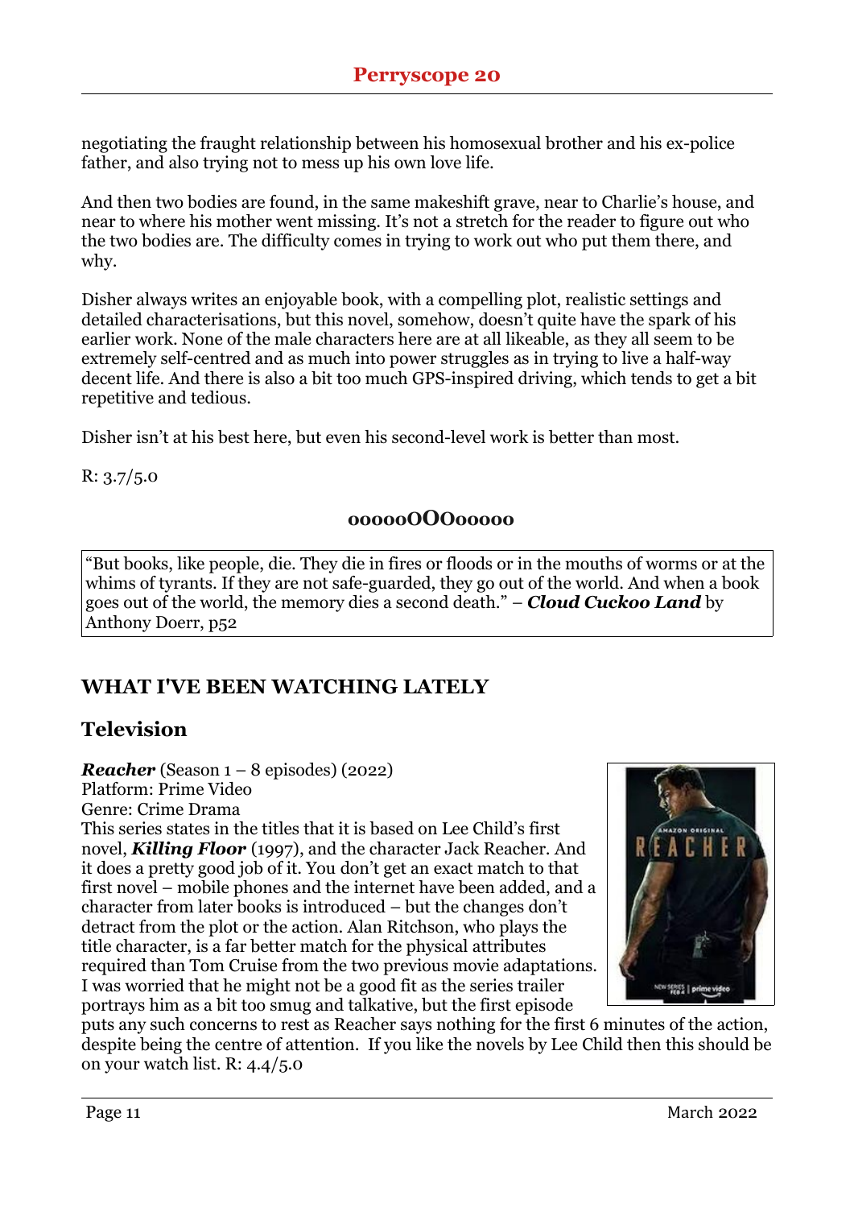negotiating the fraught relationship between his homosexual brother and his ex-police father, and also trying not to mess up his own love life.

And then two bodies are found, in the same makeshift grave, near to Charlie's house, and near to where his mother went missing. It's not a stretch for the reader to figure out who the two bodies are. The difficulty comes in trying to work out who put them there, and why.

Disher always writes an enjoyable book, with a compelling plot, realistic settings and detailed characterisations, but this novel, somehow, doesn't quite have the spark of his earlier work. None of the male characters here are at all likeable, as they all seem to be extremely self-centred and as much into power struggles as in trying to live a half-way decent life. And there is also a bit too much GPS-inspired driving, which tends to get a bit repetitive and tedious.

Disher isn't at his best here, but even his second-level work is better than most.

R: 3.7/5.0

**oooooOOOoooooo**

> "But books, like people, die. They die in fires or floods or in the mouths of worms or at the whims of tyrants. If they are not safe-guarded, they go out of the world. And when a book goes out of the world, the memory dies a second death." – ***Cloud Cuckoo Land*** by Anthony Doerr, p52

## WHAT I'VE BEEN WATCHING LATELY

### Television

***Reacher*** (Season 1 – 8 episodes) (2022)
Platform: Prime Video
Genre: Crime Drama
This series states in the titles that it is based on Lee Child's first novel, ***Killing Floor*** (1997), and the character Jack Reacher. And it does a pretty good job of it. You don't get an exact match to that first novel – mobile phones and the internet have been added, and a character from later books is introduced – but the changes don't detract from the plot or the action. Alan Ritchson, who plays the title character, is a far better match for the physical attributes required than Tom Cruise from the two previous movie adaptations. I was worried that he might not be a good fit as the series trailer portrays him as a bit too smug and talkative, but the first episode puts any such concerns to rest as Reacher says nothing for the first 6 minutes of the action, despite being the centre of attention. If you like the novels by Lee Child then this should be on your watch list. R: 4.4/5.0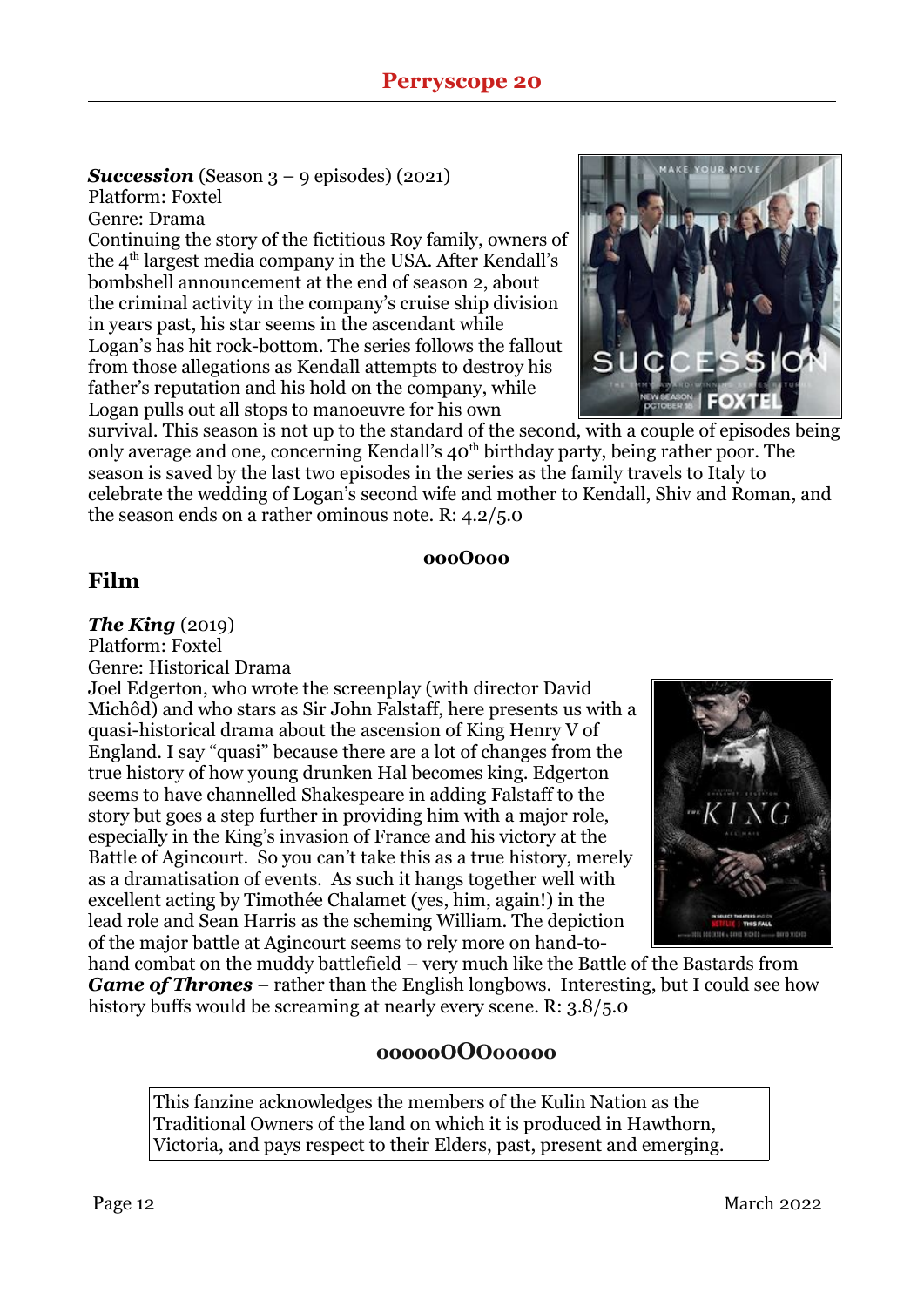***Succession*** (Season 3 – 9 episodes) (2021)
Platform: Foxtel
Genre: Drama
Continuing the story of the fictitious Roy family, owners of the 4th largest media company in the USA. After Kendall's bombshell announcement at the end of season 2, about the criminal activity in the company's cruise ship division in years past, his star seems in the ascendant while Logan's has hit rock-bottom. The series follows the fallout from those allegations as Kendall attempts to destroy his father's reputation and his hold on the company, while Logan pulls out all stops to manoeuvre for his own survival. This season is not up to the standard of the second, with a couple of episodes being only average and one, concerning Kendall's 40th birthday party, being rather poor. The season is saved by the last two episodes in the series as the family travels to Italy to celebrate the wedding of Logan's second wife and mother to Kendall, Shiv and Roman, and the season ends on a rather ominous note. R: 4.2/5.0

oooOooo

## Film

***The King*** (2019)
Platform: Foxtel
Genre: Historical Drama
Joel Edgerton, who wrote the screenplay (with director David Michôd) and who stars as Sir John Falstaff, here presents us with a quasi-historical drama about the ascension of King Henry V of England. I say "quasi" because there are a lot of changes from the true history of how young drunken Hal becomes king. Edgerton seems to have channelled Shakespeare in adding Falstaff to the story but goes a step further in providing him with a major role, especially in the King's invasion of France and his victory at the Battle of Agincourt. So you can't take this as a true history, merely as a dramatisation of events. As such it hangs together well with excellent acting by Timothée Chalamet (yes, him, again!) in the lead role and Sean Harris as the scheming William. The depiction of the major battle at Agincourt seems to rely more on hand-to-hand combat on the muddy battlefield – very much like the Battle of the Bastards from ***Game of Thrones*** – rather than the English longbows. Interesting, but I could see how history buffs would be screaming at nearly every scene. R: 3.8/5.0

oooooOOOoooooo

This fanzine acknowledges the members of the Kulin Nation as the Traditional Owners of the land on which it is produced in Hawthorn, Victoria, and pays respect to their Elders, past, present and emerging.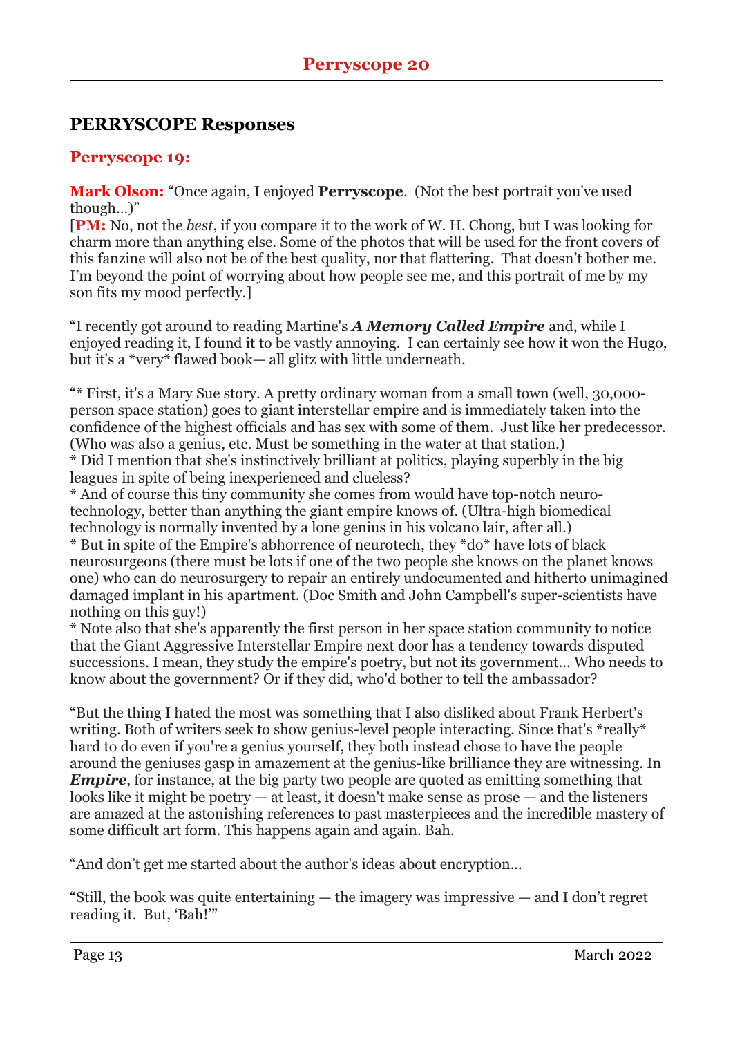## PERRYSCOPE Responses

### Perryscope 19:

**Mark Olson:** "Once again, I enjoyed **Perryscope**. (Not the best portrait you've used though…)"
[**PM:** No, not the *best*, if you compare it to the work of W. H. Chong, but I was looking for charm more than anything else. Some of the photos that will be used for the front covers of this fanzine will also not be of the best quality, nor that flattering. That doesn't bother me. I'm beyond the point of worrying about how people see me, and this portrait of me by my son fits my mood perfectly.]

"I recently got around to reading Martine's ***A Memory Called Empire*** and, while I enjoyed reading it, I found it to be vastly annoying. I can certainly see how it won the Hugo, but it's a *very* flawed book— all glitz with little underneath.

"* First, it's a Mary Sue story. A pretty ordinary woman from a small town (well, 30,000-person space station) goes to giant interstellar empire and is immediately taken into the confidence of the highest officials and has sex with some of them. Just like her predecessor. (Who was also a genius, etc. Must be something in the water at that station.)
* Did I mention that she's instinctively brilliant at politics, playing superbly in the big leagues in spite of being inexperienced and clueless?
* And of course this tiny community she comes from would have top-notch neuro-technology, better than anything the giant empire knows of. (Ultra-high biomedical technology is normally invented by a lone genius in his volcano lair, after all.)
* But in spite of the Empire's abhorrence of neurotech, they *do* have lots of black neurosurgeons (there must be lots if one of the two people she knows on the planet knows one) who can do neurosurgery to repair an entirely undocumented and hitherto unimagined damaged implant in his apartment. (Doc Smith and John Campbell's super-scientists have nothing on this guy!)
* Note also that she's apparently the first person in her space station community to notice that the Giant Aggressive Interstellar Empire next door has a tendency towards disputed successions. I mean, they study the empire's poetry, but not its government… Who needs to know about the government? Or if they did, who'd bother to tell the ambassador?

"But the thing I hated the most was something that I also disliked about Frank Herbert's writing. Both of writers seek to show genius-level people interacting. Since that's *really* hard to do even if you're a genius yourself, they both instead chose to have the people around the geniuses gasp in amazement at the genius-like brilliance they are witnessing. In ***Empire***, for instance, at the big party two people are quoted as emitting something that looks like it might be poetry — at least, it doesn't make sense as prose — and the listeners are amazed at the astonishing references to past masterpieces and the incredible mastery of some difficult art form. This happens again and again. Bah.

"And don't get me started about the author's ideas about encryption…

"Still, the book was quite entertaining — the imagery was impressive — and I don't regret reading it. But, 'Bah!'"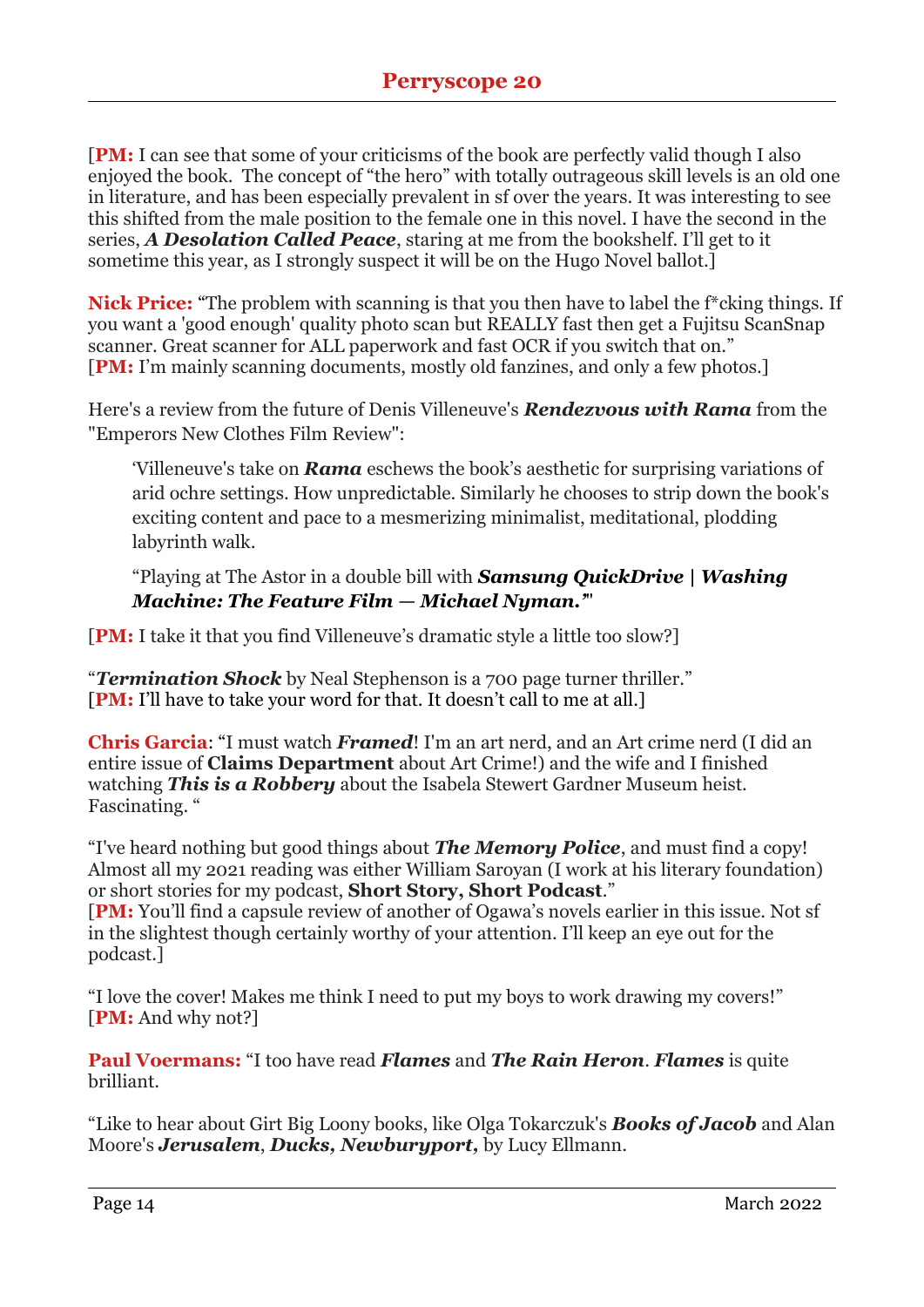[**PM:** I can see that some of your criticisms of the book are perfectly valid though I also enjoyed the book. The concept of "the hero" with totally outrageous skill levels is an old one in literature, and has been especially prevalent in sf over the years. It was interesting to see this shifted from the male position to the female one in this novel. I have the second in the series, ***A Desolation Called Peace***, staring at me from the bookshelf. I'll get to it sometime this year, as I strongly suspect it will be on the Hugo Novel ballot.]

**Nick Price:** "The problem with scanning is that you then have to label the f*cking things. If you want a 'good enough' quality photo scan but REALLY fast then get a Fujitsu ScanSnap scanner. Great scanner for ALL paperwork and fast OCR if you switch that on."
[**PM:** I'm mainly scanning documents, mostly old fanzines, and only a few photos.]

Here's a review from the future of Denis Villeneuve's ***Rendezvous with Rama*** from the "Emperors New Clothes Film Review":

> 'Villeneuve's take on ***Rama*** eschews the book's aesthetic for surprising variations of arid ochre settings. How unpredictable. Similarly he chooses to strip down the book's exciting content and pace to a mesmerizing minimalist, meditational, plodding labyrinth walk.
>
> "Playing at The Astor in a double bill with ***Samsung QuickDrive | Washing Machine: The Feature Film — Michael Nyman."***'

[**PM:** I take it that you find Villeneuve's dramatic style a little too slow?]

"***Termination Shock*** by Neal Stephenson is a 700 page turner thriller."
[**PM:** I'll have to take your word for that. It doesn't call to me at all.]

**Chris Garcia**: "I must watch ***Framed***! I'm an art nerd, and an Art crime nerd (I did an entire issue of **Claims Department** about Art Crime!) and the wife and I finished watching ***This is a Robbery*** about the Isabela Stewert Gardner Museum heist. Fascinating. "

"I've heard nothing but good things about ***The Memory Police***, and must find a copy! Almost all my 2021 reading was either William Saroyan (I work at his literary foundation) or short stories for my podcast, **Short Story, Short Podcast**."
[**PM:** You'll find a capsule review of another of Ogawa's novels earlier in this issue. Not sf in the slightest though certainly worthy of your attention. I'll keep an eye out for the podcast.]

"I love the cover! Makes me think I need to put my boys to work drawing my covers!"
[**PM:** And why not?]

**Paul Voermans:** "I too have read ***Flames*** and ***The Rain Heron***. ***Flames*** is quite brilliant.

"Like to hear about Girt Big Loony books, like Olga Tokarczuk's ***Books of Jacob*** and Alan Moore's ***Jerusalem***, ***Ducks, Newburyport,*** by Lucy Ellmann.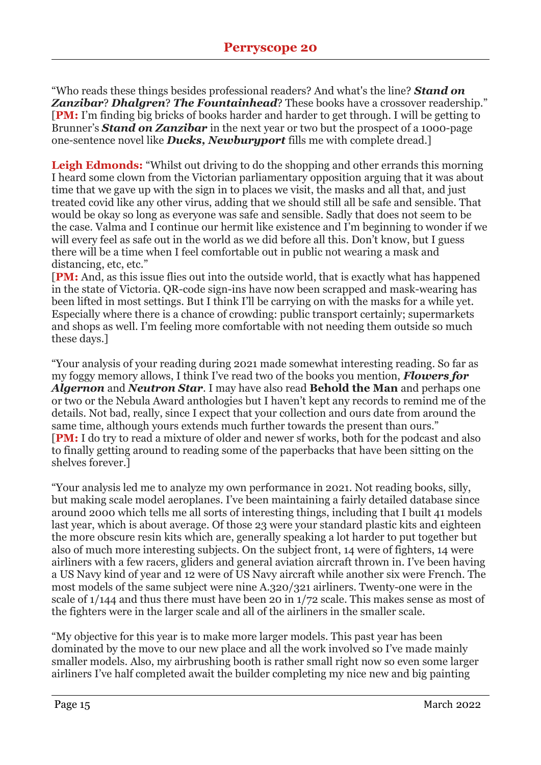"Who reads these things besides professional readers? And what's the line? ***Stand on Zanzibar***? ***Dhalgren***? ***The Fountainhead***? These books have a crossover readership." [**PM:** I'm finding big bricks of books harder and harder to get through. I will be getting to Brunner's ***Stand on Zanzibar*** in the next year or two but the prospect of a 1000-page one-sentence novel like ***Ducks, Newburyport*** fills me with complete dread.]

**Leigh Edmonds:** "Whilst out driving to do the shopping and other errands this morning I heard some clown from the Victorian parliamentary opposition arguing that it was about time that we gave up with the sign in to places we visit, the masks and all that, and just treated covid like any other virus, adding that we should still all be safe and sensible. That would be okay so long as everyone was safe and sensible. Sadly that does not seem to be the case. Valma and I continue our hermit like existence and I'm beginning to wonder if we will every feel as safe out in the world as we did before all this. Don't know, but I guess there will be a time when I feel comfortable out in public not wearing a mask and distancing, etc, etc."
[**PM:** And, as this issue flies out into the outside world, that is exactly what has happened in the state of Victoria. QR-code sign-ins have now been scrapped and mask-wearing has been lifted in most settings. But I think I'll be carrying on with the masks for a while yet. Especially where there is a chance of crowding: public transport certainly; supermarkets and shops as well. I'm feeling more comfortable with not needing them outside so much these days.]

"Your analysis of your reading during 2021 made somewhat interesting reading. So far as my foggy memory allows, I think I've read two of the books you mention, ***Flowers for Algernon*** and ***Neutron Star***. I may have also read **Behold the Man** and perhaps one or two or the Nebula Award anthologies but I haven't kept any records to remind me of the details. Not bad, really, since I expect that your collection and ours date from around the same time, although yours extends much further towards the present than ours."
[**PM:** I do try to read a mixture of older and newer sf works, both for the podcast and also to finally getting around to reading some of the paperbacks that have been sitting on the shelves forever.]

"Your analysis led me to analyze my own performance in 2021. Not reading books, silly, but making scale model aeroplanes. I've been maintaining a fairly detailed database since around 2000 which tells me all sorts of interesting things, including that I built 41 models last year, which is about average. Of those 23 were your standard plastic kits and eighteen the more obscure resin kits which are, generally speaking a lot harder to put together but also of much more interesting subjects. On the subject front, 14 were of fighters, 14 were airliners with a few racers, gliders and general aviation aircraft thrown in. I've been having a US Navy kind of year and 12 were of US Navy aircraft while another six were French. The most models of the same subject were nine A.320/321 airliners. Twenty-one were in the scale of 1/144 and thus there must have been 20 in 1/72 scale. This makes sense as most of the fighters were in the larger scale and all of the airliners in the smaller scale.

"My objective for this year is to make more larger models. This past year has been dominated by the move to our new place and all the work involved so I've made mainly smaller models. Also, my airbrushing booth is rather small right now so even some larger airliners I've half completed await the builder completing my nice new and big painting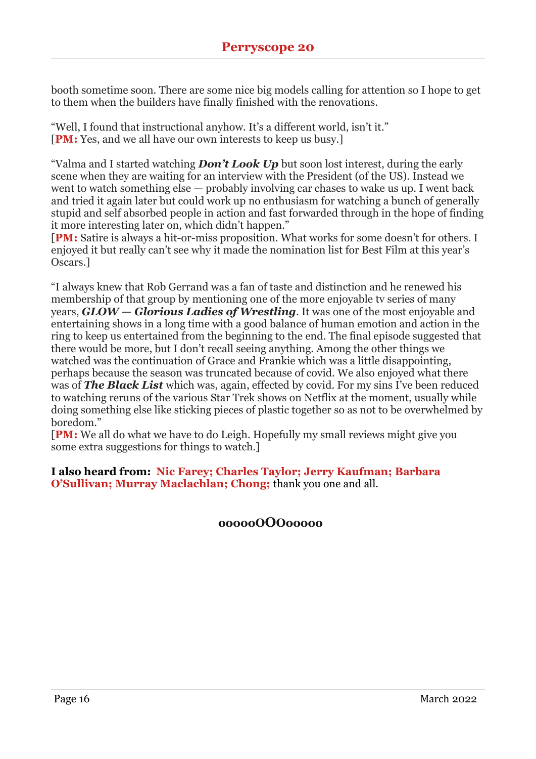booth sometime soon. There are some nice big models calling for attention so I hope to get to them when the builders have finally finished with the renovations.

"Well, I found that instructional anyhow. It's a different world, isn't it."
[**PM:** Yes, and we all have our own interests to keep us busy.]

"Valma and I started watching ***Don't Look Up*** but soon lost interest, during the early scene when they are waiting for an interview with the President (of the US). Instead we went to watch something else — probably involving car chases to wake us up. I went back and tried it again later but could work up no enthusiasm for watching a bunch of generally stupid and self absorbed people in action and fast forwarded through in the hope of finding it more interesting later on, which didn't happen."
[**PM:** Satire is always a hit-or-miss proposition. What works for some doesn't for others. I enjoyed it but really can't see why it made the nomination list for Best Film at this year's Oscars.]

"I always knew that Rob Gerrand was a fan of taste and distinction and he renewed his membership of that group by mentioning one of the more enjoyable tv series of many years, ***GLOW — Glorious Ladies of Wrestling***. It was one of the most enjoyable and entertaining shows in a long time with a good balance of human emotion and action in the ring to keep us entertained from the beginning to the end. The final episode suggested that there would be more, but I don't recall seeing anything. Among the other things we watched was the continuation of Grace and Frankie which was a little disappointing, perhaps because the season was truncated because of covid. We also enjoyed what there was of ***The Black List*** which was, again, effected by covid. For my sins I've been reduced to watching reruns of the various Star Trek shows on Netflix at the moment, usually while doing something else like sticking pieces of plastic together so as not to be overwhelmed by boredom."
[**PM:** We all do what we have to do Leigh. Hopefully my small reviews might give you some extra suggestions for things to watch.]

**I also heard from: Nic Farey; Charles Taylor; Jerry Kaufman; Barbara O'Sullivan; Murray Maclachlan; Chong;** thank you one and all.

**oooooOOOooooo**